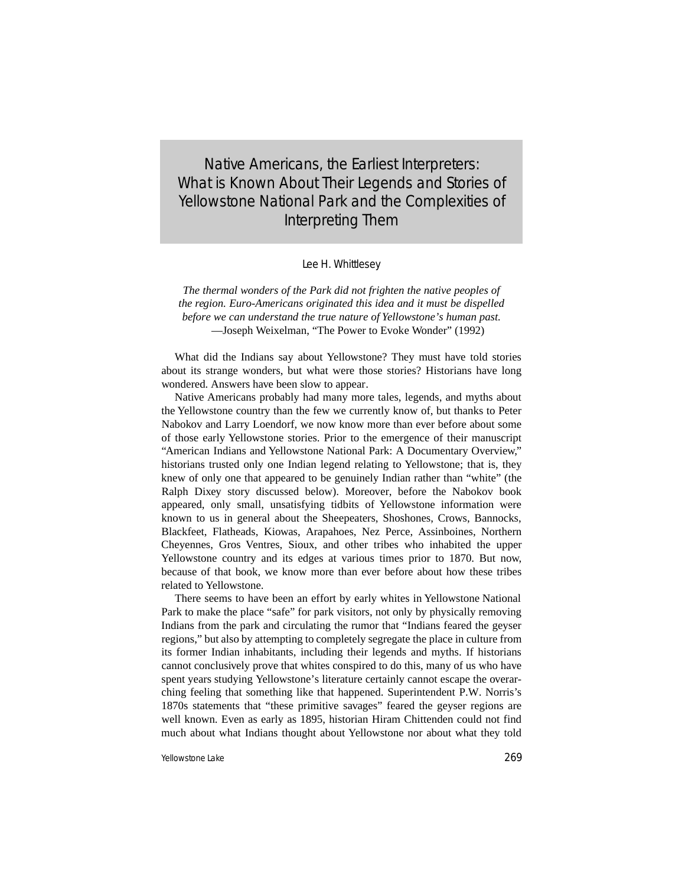# Native Americans, the Earliest Interpreters: What is Known About Their Legends and Stories of Yellowstone National Park and the Complexities of Interpreting Them

Lee H. Whittlesey

*The thermal wonders of the Park did not frighten the native peoples of the region. Euro-Americans originated this idea and it must be dispelled before we can understand the true nature of Yellowstone's human past.*
—Joseph Weixelman, "The Power to Evoke Wonder" (1992)

What did the Indians say about Yellowstone? They must have told stories about its strange wonders, but what were those stories? Historians have long wondered. Answers have been slow to appear.

Native Americans probably had many more tales, legends, and myths about the Yellowstone country than the few we currently know of, but thanks to Peter Nabokov and Larry Loendorf, we now know more than ever before about some of those early Yellowstone stories. Prior to the emergence of their manuscript "American Indians and Yellowstone National Park: A Documentary Overview," historians trusted only one Indian legend relating to Yellowstone; that is, they knew of only one that appeared to be genuinely Indian rather than "white" (the Ralph Dixey story discussed below). Moreover, before the Nabokov book appeared, only small, unsatisfying tidbits of Yellowstone information were known to us in general about the Sheepeaters, Shoshones, Crows, Bannocks, Blackfeet, Flatheads, Kiowas, Arapahoes, Nez Perce, Assinboines, Northern Cheyennes, Gros Ventres, Sioux, and other tribes who inhabited the upper Yellowstone country and its edges at various times prior to 1870. But now, because of that book, we know more than ever before about how these tribes related to Yellowstone.

There seems to have been an effort by early whites in Yellowstone National Park to make the place "safe" for park visitors, not only by physically removing Indians from the park and circulating the rumor that "Indians feared the geyser regions," but also by attempting to completely segregate the place in culture from its former Indian inhabitants, including their legends and myths. If historians cannot conclusively prove that whites conspired to do this, many of us who have spent years studying Yellowstone's literature certainly cannot escape the overarching feeling that something like that happened. Superintendent P.W. Norris's 1870s statements that "these primitive savages" feared the geyser regions are well known. Even as early as 1895, historian Hiram Chittenden could not find much about what Indians thought about Yellowstone nor about what they told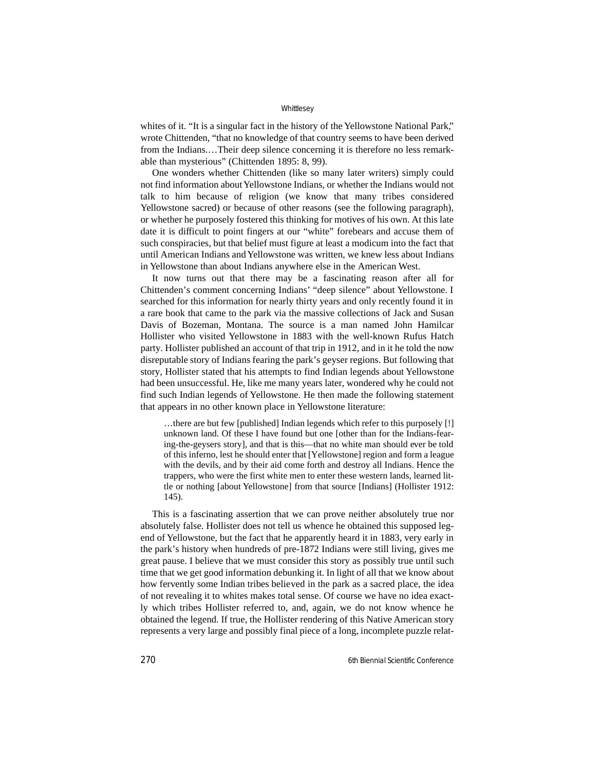whites of it. "It is a singular fact in the history of the Yellowstone National Park," wrote Chittenden, "that no knowledge of that country seems to have been derived from the Indians.…Their deep silence concerning it is therefore no less remarkable than mysterious" (Chittenden 1895: 8, 99).

One wonders whether Chittenden (like so many later writers) simply could not find information about Yellowstone Indians, or whether the Indians would not talk to him because of religion (we know that many tribes considered Yellowstone sacred) or because of other reasons (see the following paragraph), or whether he purposely fostered this thinking for motives of his own. At this late date it is difficult to point fingers at our "white" forebears and accuse them of such conspiracies, but that belief must figure at least a modicum into the fact that until American Indians and Yellowstone was written, we knew less about Indians in Yellowstone than about Indians anywhere else in the American West.

It now turns out that there may be a fascinating reason after all for Chittenden's comment concerning Indians' "deep silence" about Yellowstone. I searched for this information for nearly thirty years and only recently found it in a rare book that came to the park via the massive collections of Jack and Susan Davis of Bozeman, Montana. The source is a man named John Hamilcar Hollister who visited Yellowstone in 1883 with the well-known Rufus Hatch party. Hollister published an account of that trip in 1912, and in it he told the now disreputable story of Indians fearing the park's geyser regions. But following that story, Hollister stated that his attempts to find Indian legends about Yellowstone had been unsuccessful. He, like me many years later, wondered why he could not find such Indian legends of Yellowstone. He then made the following statement that appears in no other known place in Yellowstone literature:

> …there are but few [published] Indian legends which refer to this purposely [!] unknown land. Of these I have found but one [other than for the Indians-fearing-the-geysers story], and that is this—that no white man should ever be told of this inferno, lest he should enter that [Yellowstone] region and form a league with the devils, and by their aid come forth and destroy all Indians. Hence the trappers, who were the first white men to enter these western lands, learned little or nothing [about Yellowstone] from that source [Indians] (Hollister 1912: 145).

This is a fascinating assertion that we can prove neither absolutely true nor absolutely false. Hollister does not tell us whence he obtained this supposed legend of Yellowstone, but the fact that he apparently heard it in 1883, very early in the park's history when hundreds of pre-1872 Indians were still living, gives me great pause. I believe that we must consider this story as possibly true until such time that we get good information debunking it. In light of all that we know about how fervently some Indian tribes believed in the park as a sacred place, the idea of not revealing it to whites makes total sense. Of course we have no idea exactly which tribes Hollister referred to, and, again, we do not know whence he obtained the legend. If true, the Hollister rendering of this Native American story represents a very large and possibly final piece of a long, incomplete puzzle relat-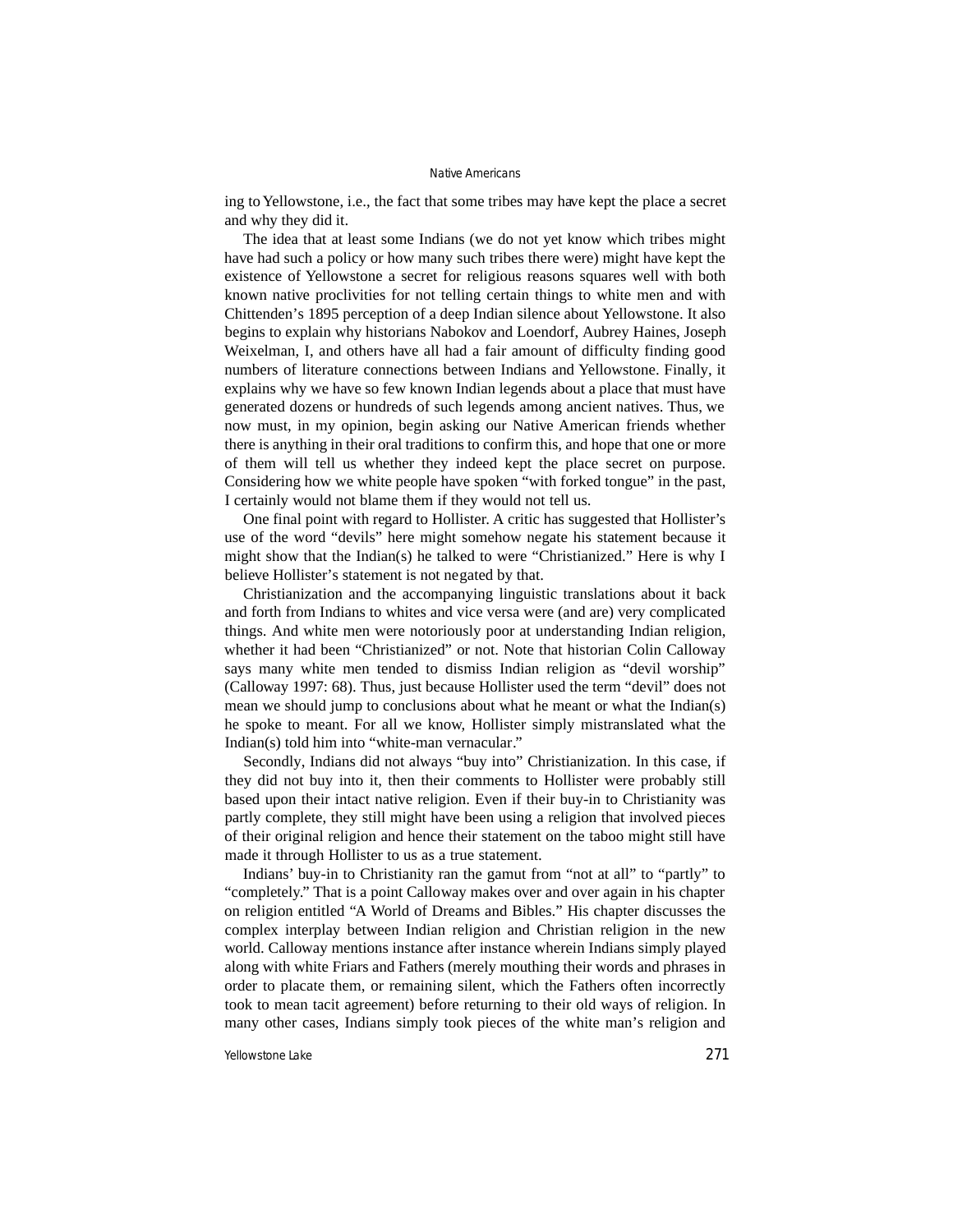ing to Yellowstone, i.e., the fact that some tribes may have kept the place a secret and why they did it.

The idea that at least some Indians (we do not yet know which tribes might have had such a policy or how many such tribes there were) might have kept the existence of Yellowstone a secret for religious reasons squares well with both known native proclivities for not telling certain things to white men and with Chittenden's 1895 perception of a deep Indian silence about Yellowstone. It also begins to explain why historians Nabokov and Loendorf, Aubrey Haines, Joseph Weixelman, I, and others have all had a fair amount of difficulty finding good numbers of literature connections between Indians and Yellowstone. Finally, it explains why we have so few known Indian legends about a place that must have generated dozens or hundreds of such legends among ancient natives. Thus, we now must, in my opinion, begin asking our Native American friends whether there is anything in their oral traditions to confirm this, and hope that one or more of them will tell us whether they indeed kept the place secret on purpose. Considering how we white people have spoken "with forked tongue" in the past, I certainly would not blame them if they would not tell us.

One final point with regard to Hollister. A critic has suggested that Hollister's use of the word "devils" here might somehow negate his statement because it might show that the Indian(s) he talked to were "Christianized." Here is why I believe Hollister's statement is not negated by that.

Christianization and the accompanying linguistic translations about it back and forth from Indians to whites and vice versa were (and are) very complicated things. And white men were notoriously poor at understanding Indian religion, whether it had been "Christianized" or not. Note that historian Colin Calloway says many white men tended to dismiss Indian religion as "devil worship" (Calloway 1997: 68). Thus, just because Hollister used the term "devil" does not mean we should jump to conclusions about what he meant or what the Indian(s) he spoke to meant. For all we know, Hollister simply mistranslated what the Indian(s) told him into "white-man vernacular."

Secondly, Indians did not always "buy into" Christianization. In this case, if they did not buy into it, then their comments to Hollister were probably still based upon their intact native religion. Even if their buy-in to Christianity was partly complete, they still might have been using a religion that involved pieces of their original religion and hence their statement on the taboo might still have made it through Hollister to us as a true statement.

Indians' buy-in to Christianity ran the gamut from "not at all" to "partly" to "completely." That is a point Calloway makes over and over again in his chapter on religion entitled "A World of Dreams and Bibles." His chapter discusses the complex interplay between Indian religion and Christian religion in the new world. Calloway mentions instance after instance wherein Indians simply played along with white Friars and Fathers (merely mouthing their words and phrases in order to placate them, or remaining silent, which the Fathers often incorrectly took to mean tacit agreement) before returning to their old ways of religion. In many other cases, Indians simply took pieces of the white man's religion and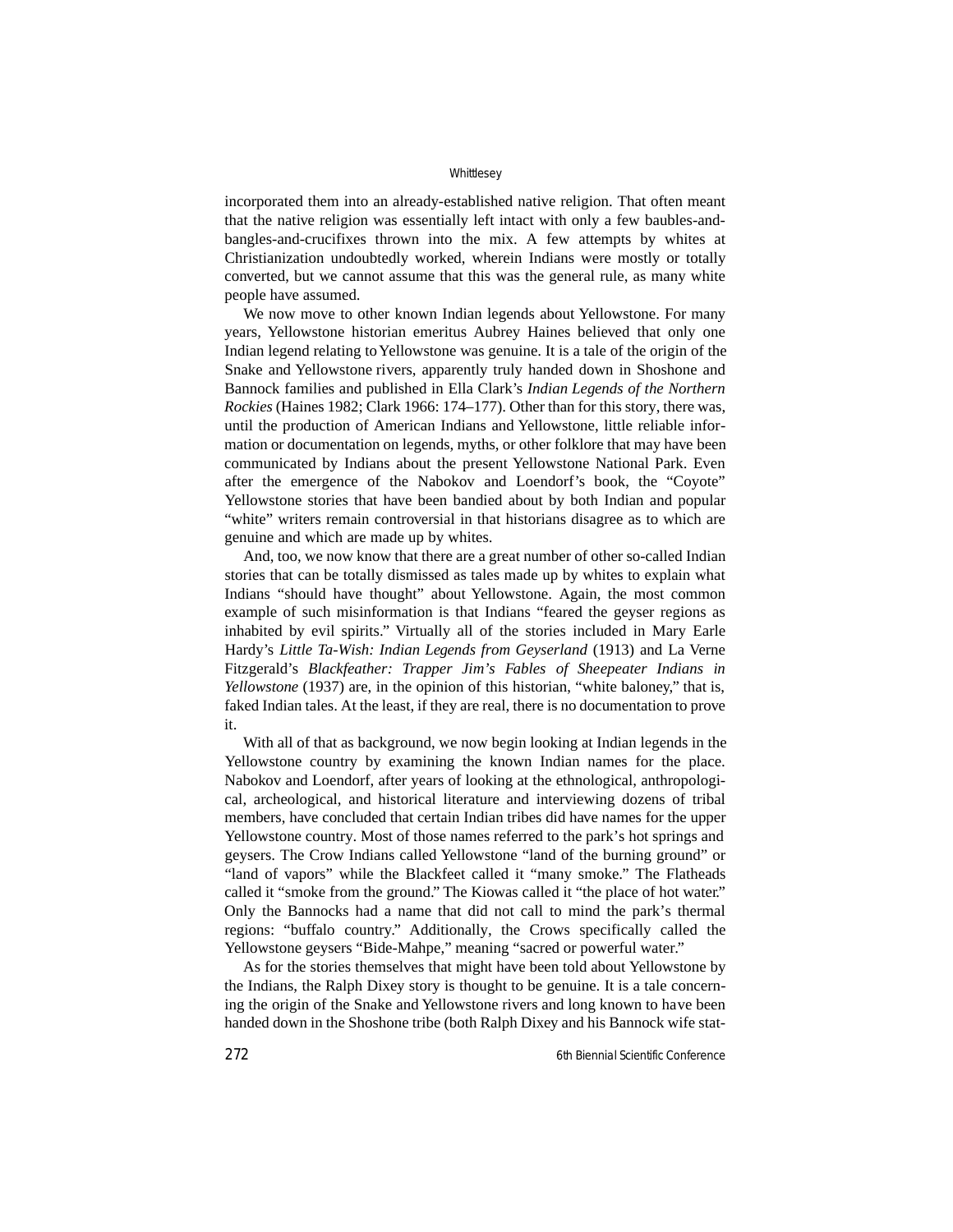incorporated them into an already-established native religion. That often meant that the native religion was essentially left intact with only a few baubles-and-bangles-and-crucifixes thrown into the mix. A few attempts by whites at Christianization undoubtedly worked, wherein Indians were mostly or totally converted, but we cannot assume that this was the general rule, as many white people have assumed.

We now move to other known Indian legends about Yellowstone. For many years, Yellowstone historian emeritus Aubrey Haines believed that only one Indian legend relating to Yellowstone was genuine. It is a tale of the origin of the Snake and Yellowstone rivers, apparently truly handed down in Shoshone and Bannock families and published in Ella Clark's *Indian Legends of the Northern Rockies* (Haines 1982; Clark 1966: 174–177). Other than for this story, there was, until the production of American Indians and Yellowstone, little reliable information or documentation on legends, myths, or other folklore that may have been communicated by Indians about the present Yellowstone National Park. Even after the emergence of the Nabokov and Loendorf's book, the "Coyote" Yellowstone stories that have been bandied about by both Indian and popular "white" writers remain controversial in that historians disagree as to which are genuine and which are made up by whites.

And, too, we now know that there are a great number of other so-called Indian stories that can be totally dismissed as tales made up by whites to explain what Indians "should have thought" about Yellowstone. Again, the most common example of such misinformation is that Indians "feared the geyser regions as inhabited by evil spirits." Virtually all of the stories included in Mary Earle Hardy's *Little Ta-Wish: Indian Legends from Geyserland* (1913) and La Verne Fitzgerald's *Blackfeather: Trapper Jim's Fables of Sheepeater Indians in Yellowstone* (1937) are, in the opinion of this historian, "white baloney," that is, faked Indian tales. At the least, if they are real, there is no documentation to prove it.

With all of that as background, we now begin looking at Indian legends in the Yellowstone country by examining the known Indian names for the place. Nabokov and Loendorf, after years of looking at the ethnological, anthropological, archeological, and historical literature and interviewing dozens of tribal members, have concluded that certain Indian tribes did have names for the upper Yellowstone country. Most of those names referred to the park's hot springs and geysers. The Crow Indians called Yellowstone "land of the burning ground" or "land of vapors" while the Blackfeet called it "many smoke." The Flatheads called it "smoke from the ground." The Kiowas called it "the place of hot water." Only the Bannocks had a name that did not call to mind the park's thermal regions: "buffalo country." Additionally, the Crows specifically called the Yellowstone geysers "Bide-Mahpe," meaning "sacred or powerful water."

As for the stories themselves that might have been told about Yellowstone by the Indians, the Ralph Dixey story is thought to be genuine. It is a tale concerning the origin of the Snake and Yellowstone rivers and long known to have been handed down in the Shoshone tribe (both Ralph Dixey and his Bannock wife stat-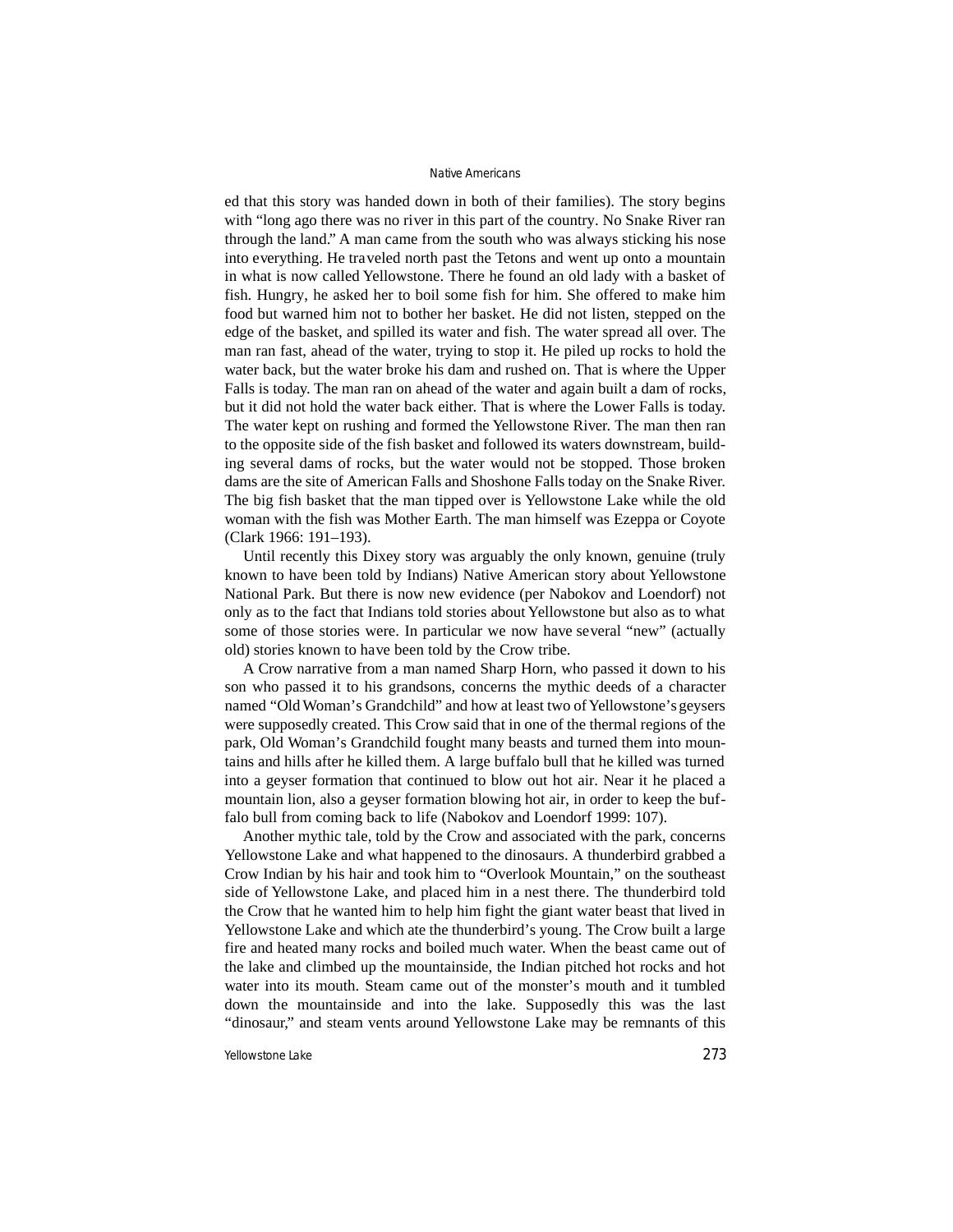ed that this story was handed down in both of their families). The story begins with "long ago there was no river in this part of the country. No Snake River ran through the land." A man came from the south who was always sticking his nose into everything. He traveled north past the Tetons and went up onto a mountain in what is now called Yellowstone. There he found an old lady with a basket of fish. Hungry, he asked her to boil some fish for him. She offered to make him food but warned him not to bother her basket. He did not listen, stepped on the edge of the basket, and spilled its water and fish. The water spread all over. The man ran fast, ahead of the water, trying to stop it. He piled up rocks to hold the water back, but the water broke his dam and rushed on. That is where the Upper Falls is today. The man ran on ahead of the water and again built a dam of rocks, but it did not hold the water back either. That is where the Lower Falls is today. The water kept on rushing and formed the Yellowstone River. The man then ran to the opposite side of the fish basket and followed its waters downstream, building several dams of rocks, but the water would not be stopped. Those broken dams are the site of American Falls and Shoshone Falls today on the Snake River. The big fish basket that the man tipped over is Yellowstone Lake while the old woman with the fish was Mother Earth. The man himself was Ezeppa or Coyote (Clark 1966: 191–193).

Until recently this Dixey story was arguably the only known, genuine (truly known to have been told by Indians) Native American story about Yellowstone National Park. But there is now new evidence (per Nabokov and Loendorf) not only as to the fact that Indians told stories about Yellowstone but also as to what some of those stories were. In particular we now have several "new" (actually old) stories known to have been told by the Crow tribe.

A Crow narrative from a man named Sharp Horn, who passed it down to his son who passed it to his grandsons, concerns the mythic deeds of a character named "Old Woman's Grandchild" and how at least two of Yellowstone's geysers were supposedly created. This Crow said that in one of the thermal regions of the park, Old Woman's Grandchild fought many beasts and turned them into mountains and hills after he killed them. A large buffalo bull that he killed was turned into a geyser formation that continued to blow out hot air. Near it he placed a mountain lion, also a geyser formation blowing hot air, in order to keep the buffalo bull from coming back to life (Nabokov and Loendorf 1999: 107).

Another mythic tale, told by the Crow and associated with the park, concerns Yellowstone Lake and what happened to the dinosaurs. A thunderbird grabbed a Crow Indian by his hair and took him to "Overlook Mountain," on the southeast side of Yellowstone Lake, and placed him in a nest there. The thunderbird told the Crow that he wanted him to help him fight the giant water beast that lived in Yellowstone Lake and which ate the thunderbird's young. The Crow built a large fire and heated many rocks and boiled much water. When the beast came out of the lake and climbed up the mountainside, the Indian pitched hot rocks and hot water into its mouth. Steam came out of the monster's mouth and it tumbled down the mountainside and into the lake. Supposedly this was the last "dinosaur," and steam vents around Yellowstone Lake may be remnants of this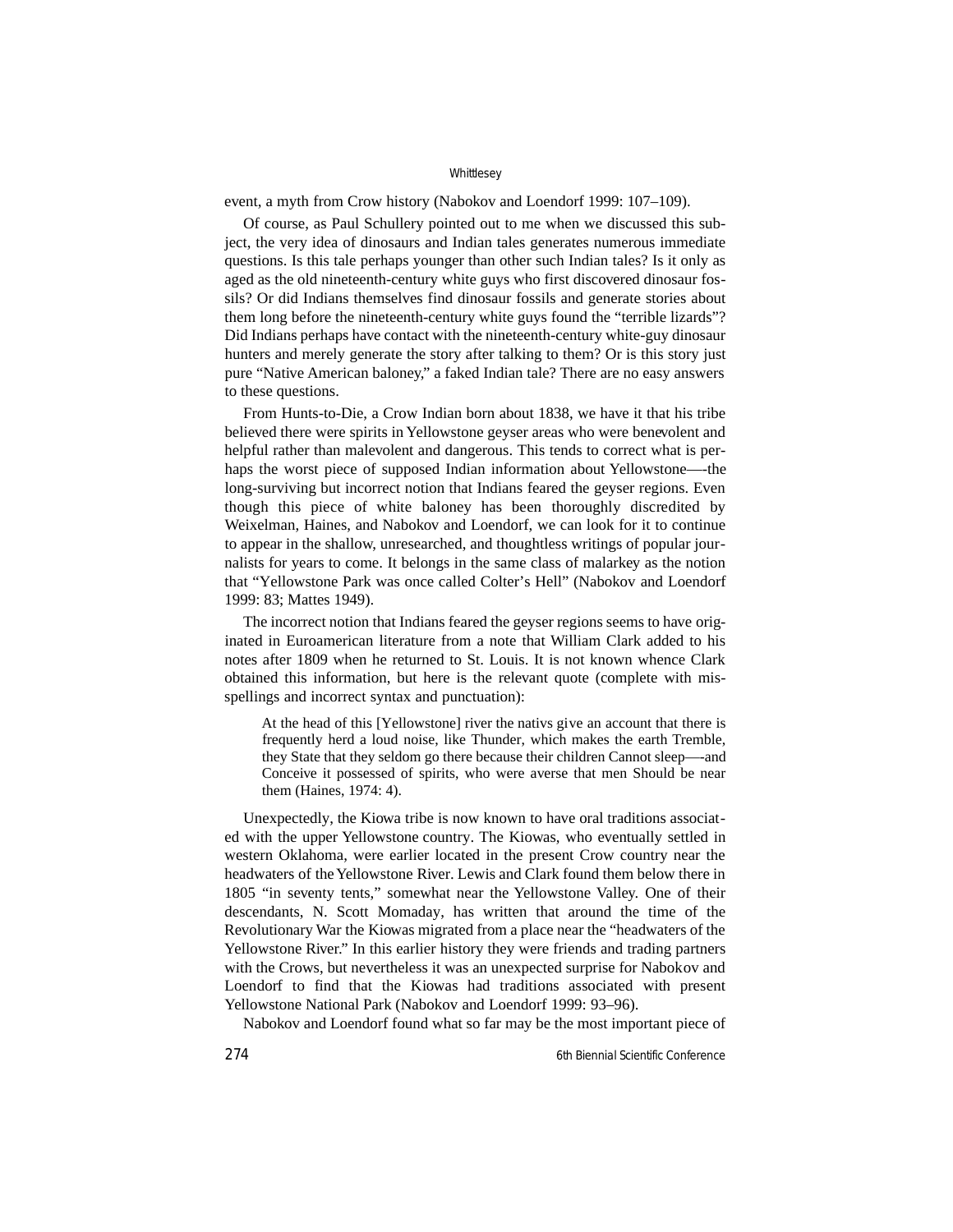event, a myth from Crow history (Nabokov and Loendorf 1999: 107–109).

Of course, as Paul Schullery pointed out to me when we discussed this subject, the very idea of dinosaurs and Indian tales generates numerous immediate questions. Is this tale perhaps younger than other such Indian tales? Is it only as aged as the old nineteenth-century white guys who first discovered dinosaur fossils? Or did Indians themselves find dinosaur fossils and generate stories about them long before the nineteenth-century white guys found the "terrible lizards"? Did Indians perhaps have contact with the nineteenth-century white-guy dinosaur hunters and merely generate the story after talking to them? Or is this story just pure "Native American baloney," a faked Indian tale? There are no easy answers to these questions.

From Hunts-to-Die, a Crow Indian born about 1838, we have it that his tribe believed there were spirits in Yellowstone geyser areas who were benevolent and helpful rather than malevolent and dangerous. This tends to correct what is perhaps the worst piece of supposed Indian information about Yellowstone—-the long-surviving but incorrect notion that Indians feared the geyser regions. Even though this piece of white baloney has been thoroughly discredited by Weixelman, Haines, and Nabokov and Loendorf, we can look for it to continue to appear in the shallow, unresearched, and thoughtless writings of popular journalists for years to come. It belongs in the same class of malarkey as the notion that "Yellowstone Park was once called Colter's Hell" (Nabokov and Loendorf 1999: 83; Mattes 1949).

The incorrect notion that Indians feared the geyser regions seems to have originated in Euroamerican literature from a note that William Clark added to his notes after 1809 when he returned to St. Louis. It is not known whence Clark obtained this information, but here is the relevant quote (complete with misspellings and incorrect syntax and punctuation):

> At the head of this [Yellowstone] river the nativs give an account that there is frequently herd a loud noise, like Thunder, which makes the earth Tremble, they State that they seldom go there because their children Cannot sleep—-and Conceive it possessed of spirits, who were averse that men Should be near them (Haines, 1974: 4).

Unexpectedly, the Kiowa tribe is now known to have oral traditions associated with the upper Yellowstone country. The Kiowas, who eventually settled in western Oklahoma, were earlier located in the present Crow country near the headwaters of the Yellowstone River. Lewis and Clark found them below there in 1805 "in seventy tents," somewhat near the Yellowstone Valley. One of their descendants, N. Scott Momaday, has written that around the time of the Revolutionary War the Kiowas migrated from a place near the "headwaters of the Yellowstone River." In this earlier history they were friends and trading partners with the Crows, but nevertheless it was an unexpected surprise for Nabokov and Loendorf to find that the Kiowas had traditions associated with present Yellowstone National Park (Nabokov and Loendorf 1999: 93–96).

Nabokov and Loendorf found what so far may be the most important piece of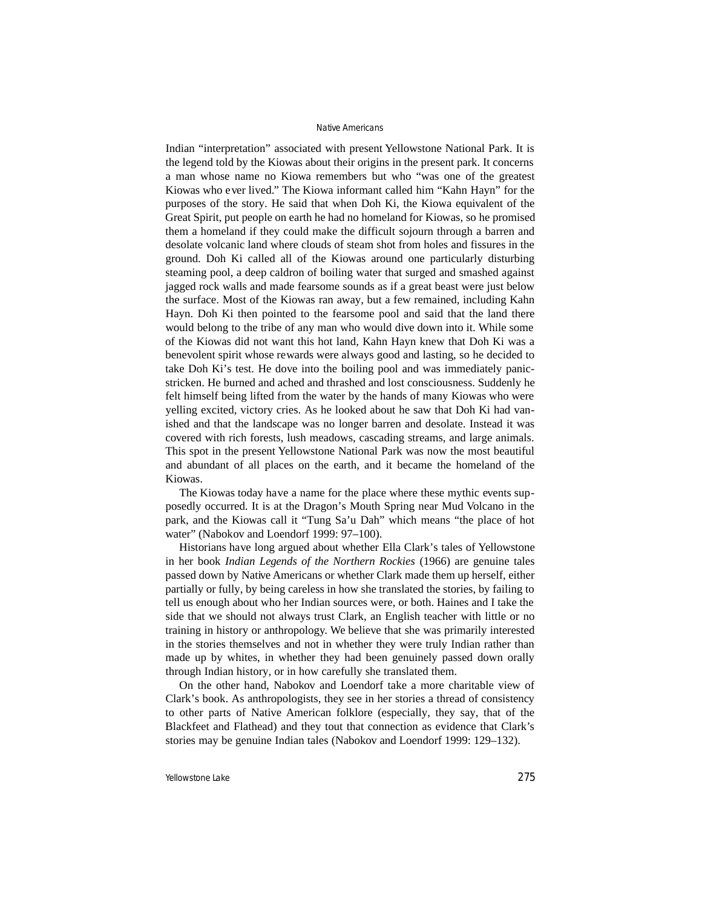Indian "interpretation" associated with present Yellowstone National Park. It is the legend told by the Kiowas about their origins in the present park. It concerns a man whose name no Kiowa remembers but who "was one of the greatest Kiowas who ever lived." The Kiowa informant called him "Kahn Hayn" for the purposes of the story. He said that when Doh Ki, the Kiowa equivalent of the Great Spirit, put people on earth he had no homeland for Kiowas, so he promised them a homeland if they could make the difficult sojourn through a barren and desolate volcanic land where clouds of steam shot from holes and fissures in the ground. Doh Ki called all of the Kiowas around one particularly disturbing steaming pool, a deep caldron of boiling water that surged and smashed against jagged rock walls and made fearsome sounds as if a great beast were just below the surface. Most of the Kiowas ran away, but a few remained, including Kahn Hayn. Doh Ki then pointed to the fearsome pool and said that the land there would belong to the tribe of any man who would dive down into it. While some of the Kiowas did not want this hot land, Kahn Hayn knew that Doh Ki was a benevolent spirit whose rewards were always good and lasting, so he decided to take Doh Ki's test. He dove into the boiling pool and was immediately panic-stricken. He burned and ached and thrashed and lost consciousness. Suddenly he felt himself being lifted from the water by the hands of many Kiowas who were yelling excited, victory cries. As he looked about he saw that Doh Ki had vanished and that the landscape was no longer barren and desolate. Instead it was covered with rich forests, lush meadows, cascading streams, and large animals. This spot in the present Yellowstone National Park was now the most beautiful and abundant of all places on the earth, and it became the homeland of the Kiowas.

The Kiowas today have a name for the place where these mythic events supposedly occurred. It is at the Dragon's Mouth Spring near Mud Volcano in the park, and the Kiowas call it "Tung Sa'u Dah" which means "the place of hot water" (Nabokov and Loendorf 1999: 97–100).

Historians have long argued about whether Ella Clark's tales of Yellowstone in her book *Indian Legends of the Northern Rockies* (1966) are genuine tales passed down by Native Americans or whether Clark made them up herself, either partially or fully, by being careless in how she translated the stories, by failing to tell us enough about who her Indian sources were, or both. Haines and I take the side that we should not always trust Clark, an English teacher with little or no training in history or anthropology. We believe that she was primarily interested in the stories themselves and not in whether they were truly Indian rather than made up by whites, in whether they had been genuinely passed down orally through Indian history, or in how carefully she translated them.

On the other hand, Nabokov and Loendorf take a more charitable view of Clark's book. As anthropologists, they see in her stories a thread of consistency to other parts of Native American folklore (especially, they say, that of the Blackfeet and Flathead) and they tout that connection as evidence that Clark's stories may be genuine Indian tales (Nabokov and Loendorf 1999: 129–132).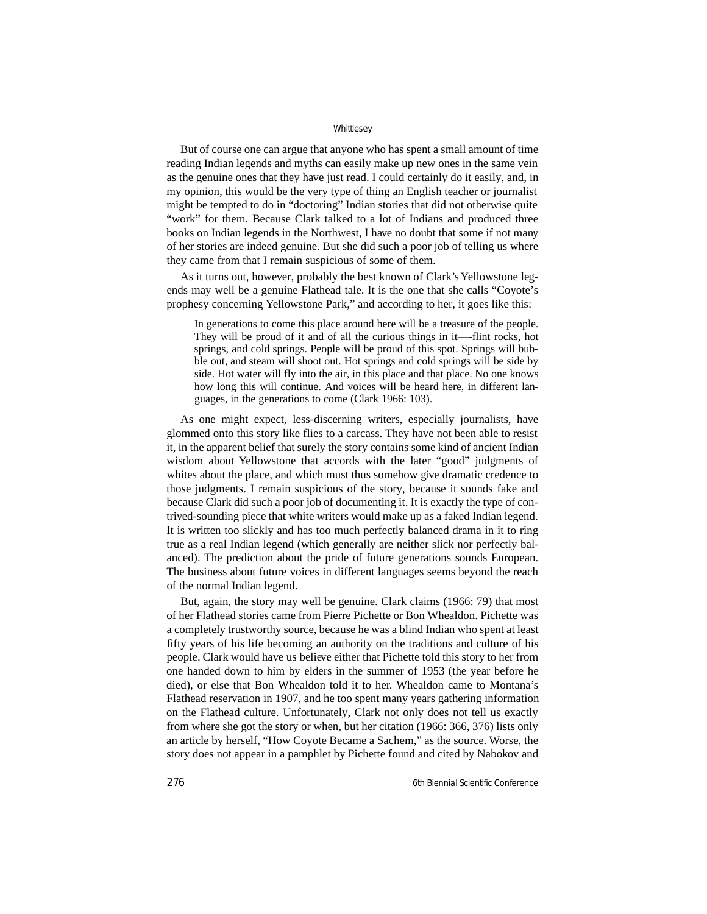But of course one can argue that anyone who has spent a small amount of time reading Indian legends and myths can easily make up new ones in the same vein as the genuine ones that they have just read. I could certainly do it easily, and, in my opinion, this would be the very type of thing an English teacher or journalist might be tempted to do in "doctoring" Indian stories that did not otherwise quite "work" for them. Because Clark talked to a lot of Indians and produced three books on Indian legends in the Northwest, I have no doubt that some if not many of her stories are indeed genuine. But she did such a poor job of telling us where they came from that I remain suspicious of some of them.

As it turns out, however, probably the best known of Clark's Yellowstone legends may well be a genuine Flathead tale. It is the one that she calls "Coyote's prophesy concerning Yellowstone Park," and according to her, it goes like this:

> In generations to come this place around here will be a treasure of the people. They will be proud of it and of all the curious things in it—-flint rocks, hot springs, and cold springs. People will be proud of this spot. Springs will bubble out, and steam will shoot out. Hot springs and cold springs will be side by side. Hot water will fly into the air, in this place and that place. No one knows how long this will continue. And voices will be heard here, in different languages, in the generations to come (Clark 1966: 103).

As one might expect, less-discerning writers, especially journalists, have glommed onto this story like flies to a carcass. They have not been able to resist it, in the apparent belief that surely the story contains some kind of ancient Indian wisdom about Yellowstone that accords with the later "good" judgments of whites about the place, and which must thus somehow give dramatic credence to those judgments. I remain suspicious of the story, because it sounds fake and because Clark did such a poor job of documenting it. It is exactly the type of contrived-sounding piece that white writers would make up as a faked Indian legend. It is written too slickly and has too much perfectly balanced drama in it to ring true as a real Indian legend (which generally are neither slick nor perfectly balanced). The prediction about the pride of future generations sounds European. The business about future voices in different languages seems beyond the reach of the normal Indian legend.

But, again, the story may well be genuine. Clark claims (1966: 79) that most of her Flathead stories came from Pierre Pichette or Bon Whealdon. Pichette was a completely trustworthy source, because he was a blind Indian who spent at least fifty years of his life becoming an authority on the traditions and culture of his people. Clark would have us believe either that Pichette told this story to her from one handed down to him by elders in the summer of 1953 (the year before he died), or else that Bon Whealdon told it to her. Whealdon came to Montana's Flathead reservation in 1907, and he too spent many years gathering information on the Flathead culture. Unfortunately, Clark not only does not tell us exactly from where she got the story or when, but her citation (1966: 366, 376) lists only an article by herself, "How Coyote Became a Sachem," as the source. Worse, the story does not appear in a pamphlet by Pichette found and cited by Nabokov and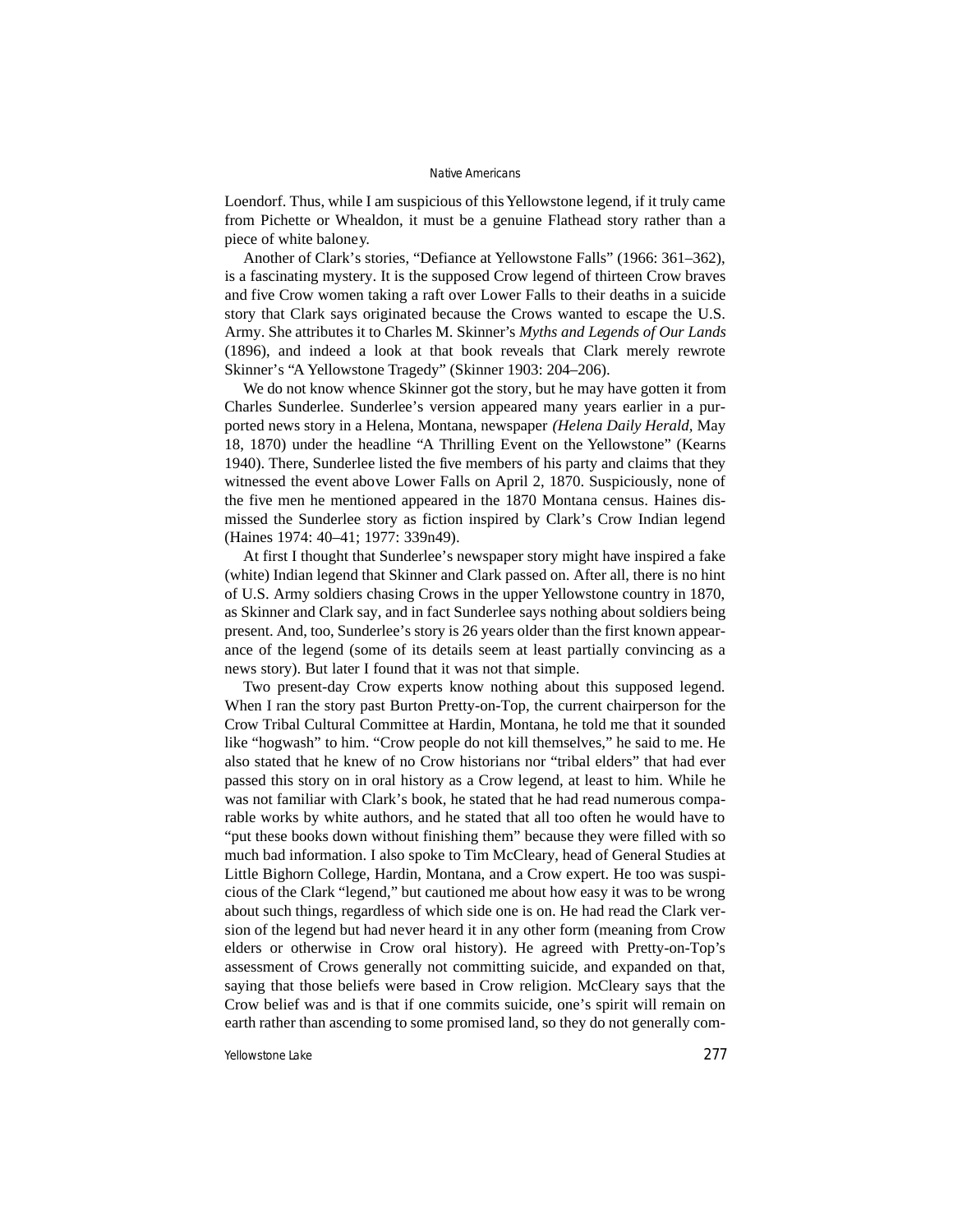Loendorf. Thus, while I am suspicious of this Yellowstone legend, if it truly came from Pichette or Whealdon, it must be a genuine Flathead story rather than a piece of white baloney.

Another of Clark's stories, "Defiance at Yellowstone Falls" (1966: 361–362), is a fascinating mystery. It is the supposed Crow legend of thirteen Crow braves and five Crow women taking a raft over Lower Falls to their deaths in a suicide story that Clark says originated because the Crows wanted to escape the U.S. Army. She attributes it to Charles M. Skinner's *Myths and Legends of Our Lands* (1896), and indeed a look at that book reveals that Clark merely rewrote Skinner's "A Yellowstone Tragedy" (Skinner 1903: 204–206).

We do not know whence Skinner got the story, but he may have gotten it from Charles Sunderlee. Sunderlee's version appeared many years earlier in a purported news story in a Helena, Montana, newspaper *(Helena Daily Herald*, May 18, 1870) under the headline "A Thrilling Event on the Yellowstone" (Kearns 1940). There, Sunderlee listed the five members of his party and claims that they witnessed the event above Lower Falls on April 2, 1870. Suspiciously, none of the five men he mentioned appeared in the 1870 Montana census. Haines dismissed the Sunderlee story as fiction inspired by Clark's Crow Indian legend (Haines 1974: 40–41; 1977: 339n49).

At first I thought that Sunderlee's newspaper story might have inspired a fake (white) Indian legend that Skinner and Clark passed on. After all, there is no hint of U.S. Army soldiers chasing Crows in the upper Yellowstone country in 1870, as Skinner and Clark say, and in fact Sunderlee says nothing about soldiers being present. And, too, Sunderlee's story is 26 years older than the first known appearance of the legend (some of its details seem at least partially convincing as a news story). But later I found that it was not that simple.

Two present-day Crow experts know nothing about this supposed legend. When I ran the story past Burton Pretty-on-Top, the current chairperson for the Crow Tribal Cultural Committee at Hardin, Montana, he told me that it sounded like "hogwash" to him. "Crow people do not kill themselves," he said to me. He also stated that he knew of no Crow historians nor "tribal elders" that had ever passed this story on in oral history as a Crow legend, at least to him. While he was not familiar with Clark's book, he stated that he had read numerous comparable works by white authors, and he stated that all too often he would have to "put these books down without finishing them" because they were filled with so much bad information. I also spoke to Tim McCleary, head of General Studies at Little Bighorn College, Hardin, Montana, and a Crow expert. He too was suspicious of the Clark "legend," but cautioned me about how easy it was to be wrong about such things, regardless of which side one is on. He had read the Clark version of the legend but had never heard it in any other form (meaning from Crow elders or otherwise in Crow oral history). He agreed with Pretty-on-Top's assessment of Crows generally not committing suicide, and expanded on that, saying that those beliefs were based in Crow religion. McCleary says that the Crow belief was and is that if one commits suicide, one's spirit will remain on earth rather than ascending to some promised land, so they do not generally com-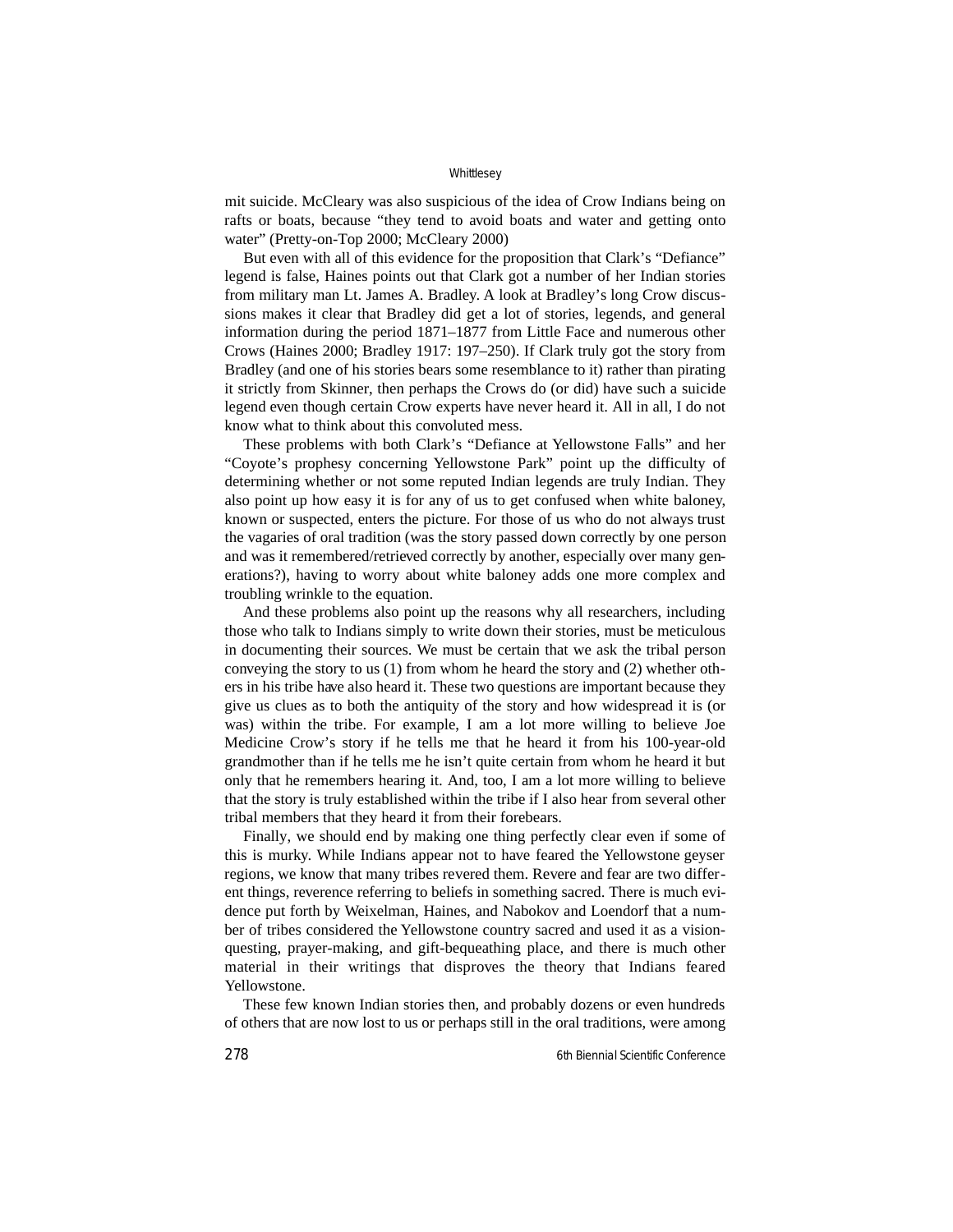mit suicide. McCleary was also suspicious of the idea of Crow Indians being on rafts or boats, because "they tend to avoid boats and water and getting onto water" (Pretty-on-Top 2000; McCleary 2000)

But even with all of this evidence for the proposition that Clark's "Defiance" legend is false, Haines points out that Clark got a number of her Indian stories from military man Lt. James A. Bradley. A look at Bradley's long Crow discussions makes it clear that Bradley did get a lot of stories, legends, and general information during the period 1871–1877 from Little Face and numerous other Crows (Haines 2000; Bradley 1917: 197–250). If Clark truly got the story from Bradley (and one of his stories bears some resemblance to it) rather than pirating it strictly from Skinner, then perhaps the Crows do (or did) have such a suicide legend even though certain Crow experts have never heard it. All in all, I do not know what to think about this convoluted mess.

These problems with both Clark's "Defiance at Yellowstone Falls" and her "Coyote's prophesy concerning Yellowstone Park" point up the difficulty of determining whether or not some reputed Indian legends are truly Indian. They also point up how easy it is for any of us to get confused when white baloney, known or suspected, enters the picture. For those of us who do not always trust the vagaries of oral tradition (was the story passed down correctly by one person and was it remembered/retrieved correctly by another, especially over many generations?), having to worry about white baloney adds one more complex and troubling wrinkle to the equation.

And these problems also point up the reasons why all researchers, including those who talk to Indians simply to write down their stories, must be meticulous in documenting their sources. We must be certain that we ask the tribal person conveying the story to us (1) from whom he heard the story and (2) whether others in his tribe have also heard it. These two questions are important because they give us clues as to both the antiquity of the story and how widespread it is (or was) within the tribe. For example, I am a lot more willing to believe Joe Medicine Crow's story if he tells me that he heard it from his 100-year-old grandmother than if he tells me he isn't quite certain from whom he heard it but only that he remembers hearing it. And, too, I am a lot more willing to believe that the story is truly established within the tribe if I also hear from several other tribal members that they heard it from their forebears.

Finally, we should end by making one thing perfectly clear even if some of this is murky. While Indians appear not to have feared the Yellowstone geyser regions, we know that many tribes revered them. Revere and fear are two different things, reverence referring to beliefs in something sacred. There is much evidence put forth by Weixelman, Haines, and Nabokov and Loendorf that a number of tribes considered the Yellowstone country sacred and used it as a vision-questing, prayer-making, and gift-bequeathing place, and there is much other material in their writings that disproves the theory that Indians feared Yellowstone.

These few known Indian stories then, and probably dozens or even hundreds of others that are now lost to us or perhaps still in the oral traditions, were among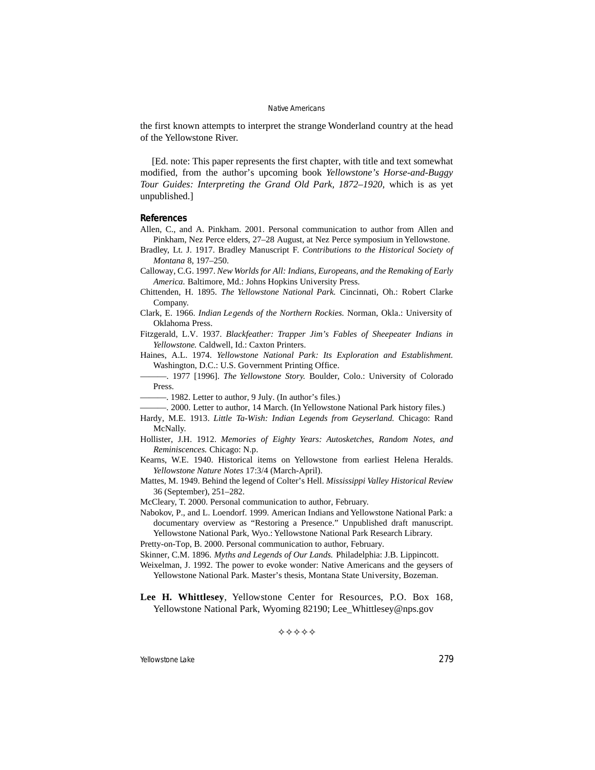the first known attempts to interpret the strange Wonderland country at the head of the Yellowstone River.

[Ed. note: This paper represents the first chapter, with title and text somewhat modified, from the author's upcoming book *Yellowstone's Horse-and-Buggy Tour Guides: Interpreting the Grand Old Park, 1872–1920*, which is as yet unpublished.]

## References

Allen, C., and A. Pinkham. 2001. Personal communication to author from Allen and Pinkham, Nez Perce elders, 27–28 August, at Nez Perce symposium in Yellowstone.

Bradley, Lt. J. 1917. Bradley Manuscript F. *Contributions to the Historical Society of Montana* 8, 197–250.

Calloway, C.G. 1997. *New Worlds for All: Indians, Europeans, and the Remaking of Early America.* Baltimore, Md.: Johns Hopkins University Press.

Chittenden, H. 1895. *The Yellowstone National Park.* Cincinnati, Oh.: Robert Clarke Company.

Clark, E. 1966. *Indian Legends of the Northern Rockies.* Norman, Okla.: University of Oklahoma Press.

Fitzgerald, L.V. 1937. *Blackfeather: Trapper Jim's Fables of Sheepeater Indians in Yellowstone.* Caldwell, Id.: Caxton Printers.

Haines, A.L. 1974. *Yellowstone National Park: Its Exploration and Establishment.* Washington, D.C.: U.S. Government Printing Office.

———. 1977 [1996]. *The Yellowstone Story.* Boulder, Colo.: University of Colorado Press.

———. 1982. Letter to author, 9 July. (In author's files.)

———. 2000. Letter to author, 14 March. (In Yellowstone National Park history files.)

Hardy, M.E. 1913. *Little Ta-Wish: Indian Legends from Geyserland.* Chicago: Rand McNally.

Hollister, J.H. 1912. *Memories of Eighty Years: Autosketches, Random Notes, and Reminiscences.* Chicago: N.p.

Kearns, W.E. 1940. Historical items on Yellowstone from earliest Helena Heralds. *Yellowstone Nature Notes* 17:3/4 (March-April).

Mattes, M. 1949. Behind the legend of Colter's Hell. *Mississippi Valley Historical Review* 36 (September), 251–282.

McCleary, T. 2000. Personal communication to author, February.

Nabokov, P., and L. Loendorf. 1999. American Indians and Yellowstone National Park: a documentary overview as "Restoring a Presence." Unpublished draft manuscript. Yellowstone National Park, Wyo.: Yellowstone National Park Research Library.

Pretty-on-Top, B. 2000. Personal communication to author, February.

Skinner, C.M. 1896. *Myths and Legends of Our Lands.* Philadelphia: J.B. Lippincott.

Weixelman, J. 1992. The power to evoke wonder: Native Americans and the geysers of Yellowstone National Park. Master's thesis, Montana State University, Bozeman.

**Lee H. Whittlesey**, Yellowstone Center for Resources, P.O. Box 168, Yellowstone National Park, Wyoming 82190; Lee_Whittlesey@nps.gov

✧✧✧✧✧